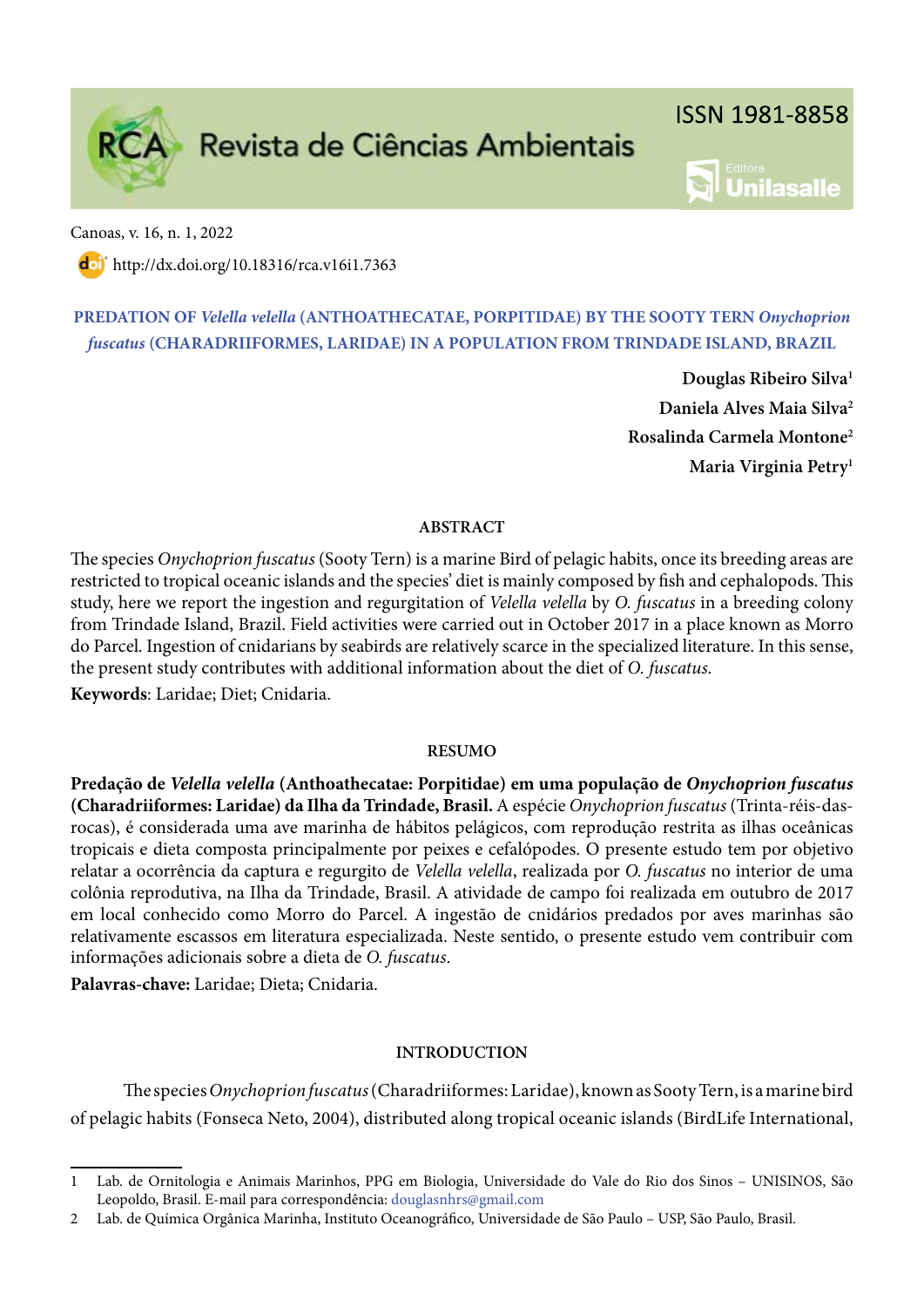Canoas, v. 16, n. 1, 2022

http://dx.doi.org/10.18316/rca.v16i1.7363

# PREDATION OF *Velella velella* (ANTHOATHECATAE, PORPITIDAE) BY THE SOOTY TERN *Onychoprion fuscatus* (CHARADRIIFORMES, LARIDAE) IN A POPULATION FROM TRINDADE ISLAND, BRAZIL

**Douglas Ribeiro Silva**[1]

**Daniela Alves Maia Silva**[2]

**Rosalinda Carmela Montone**[2]

**Maria Virginia Petry**[1]

## ABSTRACT

The species *Onychoprion fuscatus* (Sooty Tern) is a marine Bird of pelagic habits, once its breeding areas are restricted to tropical oceanic islands and the species' diet is mainly composed by fish and cephalopods. This study, here we report the ingestion and regurgitation of *Velella velella* by *O. fuscatus* in a breeding colony from Trindade Island, Brazil. Field activities were carried out in October 2017 in a place known as Morro do Parcel. Ingestion of cnidarians by seabirds are relatively scarce in the specialized literature. In this sense, the present study contributes with additional information about the diet of *O. fuscatus*.

**Keywords**: Laridae; Diet; Cnidaria.

## RESUMO

**Predação de *Velella velella* (Anthoathecatae: Porpitidae) em uma população de *Onychoprion fuscatus* (Charadriiformes: Laridae) da Ilha da Trindade, Brasil.** A espécie *Onychoprion fuscatus* (Trinta-réis-das-rocas), é considerada uma ave marinha de hábitos pelágicos, com reprodução restrita as ilhas oceânicas tropicais e dieta composta principalmente por peixes e cefalópodes. O presente estudo tem por objetivo relatar a ocorrência da captura e regurgito de *Velella velella*, realizada por *O. fuscatus* no interior de uma colônia reprodutiva, na Ilha da Trindade, Brasil. A atividade de campo foi realizada em outubro de 2017 em local conhecido como Morro do Parcel. A ingestão de cnidários predados por aves marinhas são relativamente escassos em literatura especializada. Neste sentido, o presente estudo vem contribuir com informações adicionais sobre a dieta de *O. fuscatus*.

**Palavras-chave:** Laridae; Dieta; Cnidaria.

## INTRODUCTION

The species *Onychoprion fuscatus* (Charadriiformes: Laridae), known as Sooty Tern, is a marine bird of pelagic habits (Fonseca Neto, 2004), distributed along tropical oceanic islands (BirdLife International,

---

1 Lab. de Ornitologia e Animais Marinhos, PPG em Biologia, Universidade do Vale do Rio dos Sinos – UNISINOS, São Leopoldo, Brasil. E-mail para correspondência: douglasnhrs@gmail.com

2 Lab. de Química Orgânica Marinha, Instituto Oceanográfico, Universidade de São Paulo – USP, São Paulo, Brasil.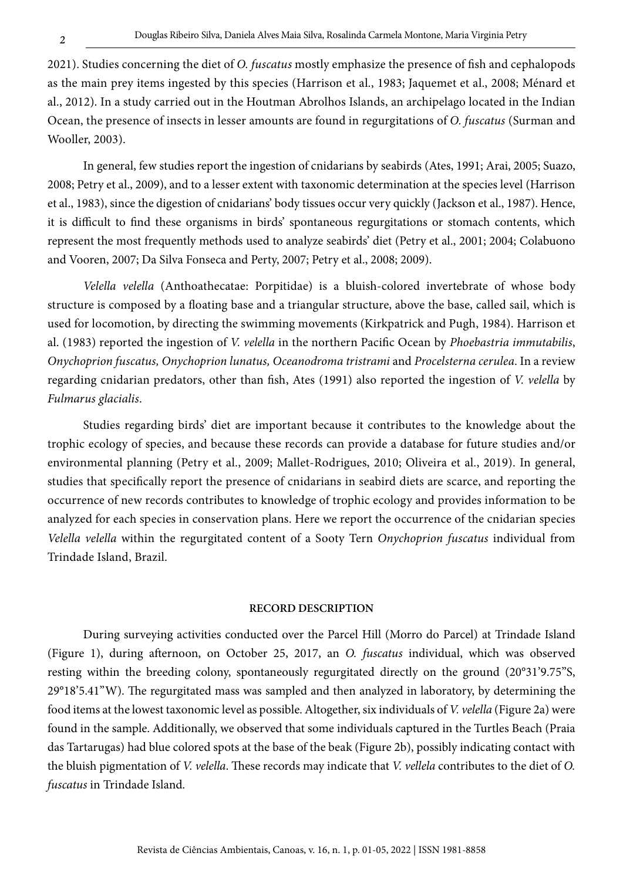2021). Studies concerning the diet of *O. fuscatus* mostly emphasize the presence of fish and cephalopods as the main prey items ingested by this species (Harrison et al., 1983; Jaquemet et al., 2008; Ménard et al., 2012). In a study carried out in the Houtman Abrolhos Islands, an archipelago located in the Indian Ocean, the presence of insects in lesser amounts are found in regurgitations of *O. fuscatus* (Surman and Wooller, 2003).

In general, few studies report the ingestion of cnidarians by seabirds (Ates, 1991; Arai, 2005; Suazo, 2008; Petry et al., 2009), and to a lesser extent with taxonomic determination at the species level (Harrison et al., 1983), since the digestion of cnidarians' body tissues occur very quickly (Jackson et al., 1987). Hence, it is difficult to find these organisms in birds' spontaneous regurgitations or stomach contents, which represent the most frequently methods used to analyze seabirds' diet (Petry et al., 2001; 2004; Colabuono and Vooren, 2007; Da Silva Fonseca and Perty, 2007; Petry et al., 2008; 2009).

*Velella velella* (Anthoathecatae: Porpitidae) is a bluish-colored invertebrate of whose body structure is composed by a floating base and a triangular structure, above the base, called sail, which is used for locomotion, by directing the swimming movements (Kirkpatrick and Pugh, 1984). Harrison et al. (1983) reported the ingestion of *V. velella* in the northern Pacific Ocean by *Phoebastria immutabilis*, *Onychoprion fuscatus, Onychoprion lunatus, Oceanodroma tristrami* and *Procelsterna cerulea*. In a review regarding cnidarian predators, other than fish, Ates (1991) also reported the ingestion of *V. velella* by *Fulmarus glacialis*.

Studies regarding birds' diet are important because it contributes to the knowledge about the trophic ecology of species, and because these records can provide a database for future studies and/or environmental planning (Petry et al., 2009; Mallet-Rodrigues, 2010; Oliveira et al., 2019). In general, studies that specifically report the presence of cnidarians in seabird diets are scarce, and reporting the occurrence of new records contributes to knowledge of trophic ecology and provides information to be analyzed for each species in conservation plans. Here we report the occurrence of the cnidarian species *Velella velella* within the regurgitated content of a Sooty Tern *Onychoprion fuscatus* individual from Trindade Island, Brazil.

## RECORD DESCRIPTION

During surveying activities conducted over the Parcel Hill (Morro do Parcel) at Trindade Island (Figure 1), during afternoon, on October 25, 2017, an *O. fuscatus* individual, which was observed resting within the breeding colony, spontaneously regurgitated directly on the ground (20°31'9.75"S, 29°18'5.41"W). The regurgitated mass was sampled and then analyzed in laboratory, by determining the food items at the lowest taxonomic level as possible. Altogether, six individuals of *V. velella* (Figure 2a) were found in the sample. Additionally, we observed that some individuals captured in the Turtles Beach (Praia das Tartarugas) had blue colored spots at the base of the beak (Figure 2b), possibly indicating contact with the bluish pigmentation of *V. velella*. These records may indicate that *V. vellela* contributes to the diet of *O. fuscatus* in Trindade Island.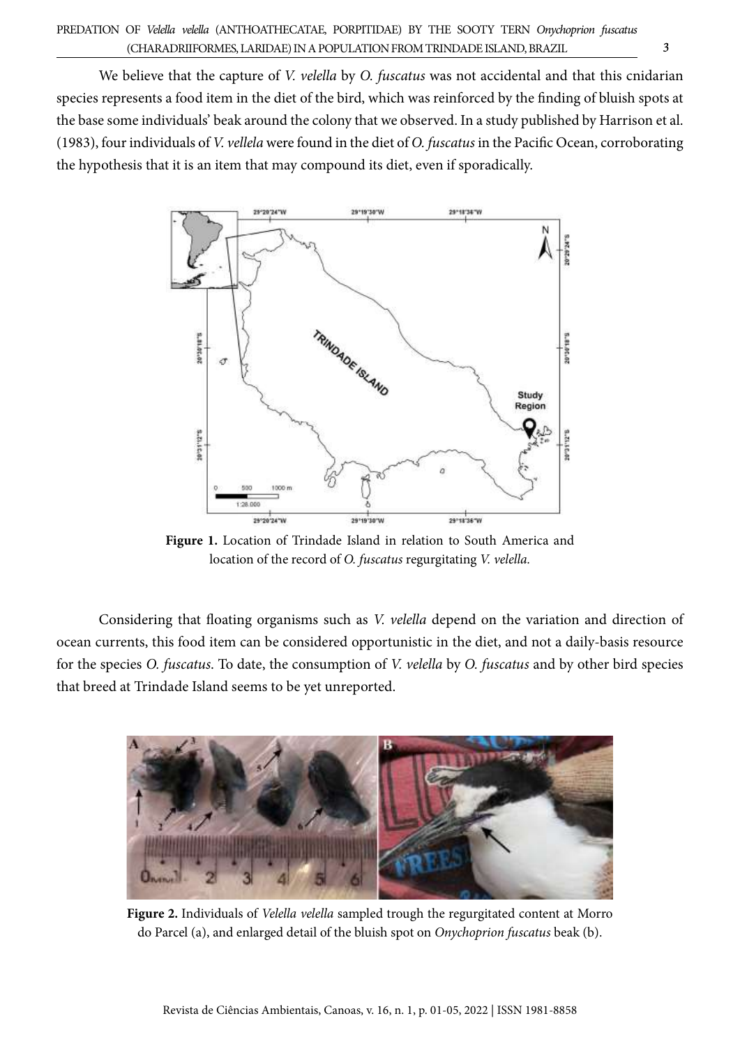We believe that the capture of *V. velella* by *O. fuscatus* was not accidental and that this cnidarian species represents a food item in the diet of the bird, which was reinforced by the finding of bluish spots at the base some individuals' beak around the colony that we observed. In a study published by Harrison et al. (1983), four individuals of *V. vellela* were found in the diet of *O. fuscatus* in the Pacific Ocean, corroborating the hypothesis that it is an item that may compound its diet, even if sporadically.

**Figure 1.** Location of Trindade Island in relation to South America and location of the record of *O. fuscatus* regurgitating *V. velella*.

Considering that floating organisms such as *V. velella* depend on the variation and direction of ocean currents, this food item can be considered opportunistic in the diet, and not a daily-basis resource for the species *O. fuscatus*. To date, the consumption of *V. velella* by *O. fuscatus* and by other bird species that breed at Trindade Island seems to be yet unreported.

**Figure 2.** Individuals of *Velella velella* sampled trough the regurgitated content at Morro do Parcel (a), and enlarged detail of the bluish spot on *Onychoprion fuscatus* beak (b).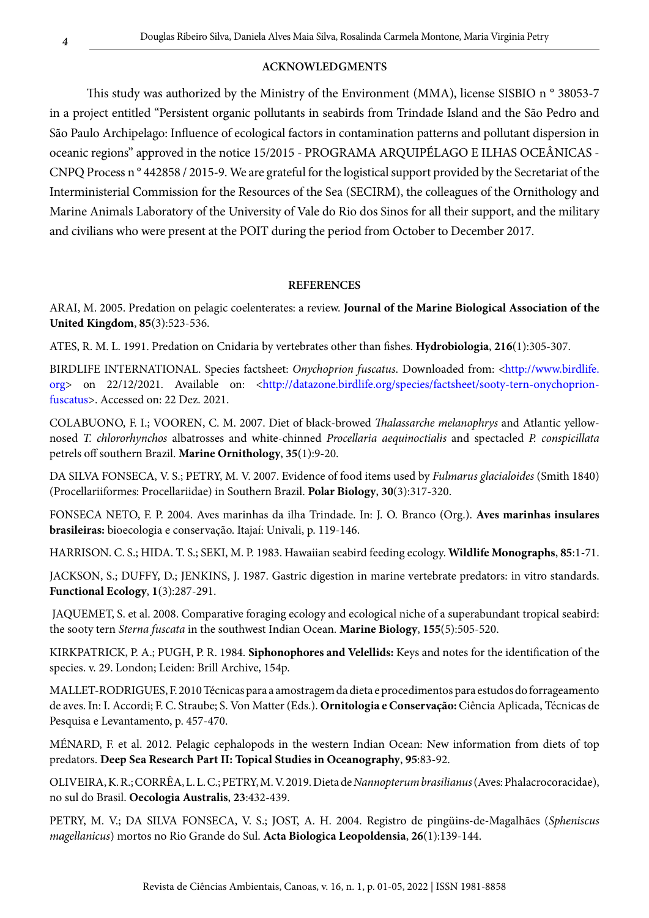## ACKNOWLEDGMENTS

This study was authorized by the Ministry of the Environment (MMA), license SISBIO n ° 38053-7 in a project entitled "Persistent organic pollutants in seabirds from Trindade Island and the São Pedro and São Paulo Archipelago: Influence of ecological factors in contamination patterns and pollutant dispersion in oceanic regions" approved in the notice 15/2015 - PROGRAMA ARQUIPÉLAGO E ILHAS OCEÂNICAS - CNPQ Process n ° 442858 / 2015-9. We are grateful for the logistical support provided by the Secretariat of the Interministerial Commission for the Resources of the Sea (SECIRM), the colleagues of the Ornithology and Marine Animals Laboratory of the University of Vale do Rio dos Sinos for all their support, and the military and civilians who were present at the POIT during the period from October to December 2017.

## REFERENCES

ARAI, M. 2005. Predation on pelagic coelenterates: a review. **Journal of the Marine Biological Association of the United Kingdom**, **85**(3):523-536.

ATES, R. M. L. 1991. Predation on Cnidaria by vertebrates other than fishes. **Hydrobiologia**, **216**(1):305-307.

BIRDLIFE INTERNATIONAL. Species factsheet: *Onychoprion fuscatus*. Downloaded from: <http://www.birdlife.org> on 22/12/2021. Available on: <http://datazone.birdlife.org/species/factsheet/sooty-tern-onychoprion-fuscatus>. Accessed on: 22 Dez. 2021.

COLABUONO, F. I.; VOOREN, C. M. 2007. Diet of black-browed *Thalassarche melanophrys* and Atlantic yellow-nosed *T. chlororhynchos* albatrosses and white-chinned *Procellaria aequinoctialis* and spectacled *P. conspicillata* petrels off southern Brazil. **Marine Ornithology**, **35**(1):9-20.

DA SILVA FONSECA, V. S.; PETRY, M. V. 2007. Evidence of food items used by *Fulmarus glacialoides* (Smith 1840) (Procellariiformes: Procellariidae) in Southern Brazil. **Polar Biology**, **30**(3):317-320.

FONSECA NETO, F. P. 2004. Aves marinhas da ilha Trindade. In: J. O. Branco (Org.). **Aves marinhas insulares brasileiras:** bioecologia e conservação. Itajaí: Univali, p. 119-146.

HARRISON. C. S.; HIDA. T. S.; SEKI, M. P. 1983. Hawaiian seabird feeding ecology. **Wildlife Monographs**, **85**:1-71.

JACKSON, S.; DUFFY, D.; JENKINS, J. 1987. Gastric digestion in marine vertebrate predators: in vitro standards. **Functional Ecology**, **1**(3):287-291.

JAQUEMET, S. et al. 2008. Comparative foraging ecology and ecological niche of a superabundant tropical seabird: the sooty tern *Sterna fuscata* in the southwest Indian Ocean. **Marine Biology**, **155**(5):505-520.

KIRKPATRICK, P. A.; PUGH, P. R. 1984. **Siphonophores and Velellids:** Keys and notes for the identification of the species. v. 29. London; Leiden: Brill Archive, 154p.

MALLET-RODRIGUES, F. 2010 Técnicas para a amostragem da dieta e procedimentos para estudos do forrageamento de aves. In: I. Accordi; F. C. Straube; S. Von Matter (Eds.). **Ornitologia e Conservação:** Ciência Aplicada, Técnicas de Pesquisa e Levantamento, p. 457-470.

MÉNARD, F. et al. 2012. Pelagic cephalopods in the western Indian Ocean: New information from diets of top predators. **Deep Sea Research Part II: Topical Studies in Oceanography**, **95**:83-92.

OLIVEIRA, K. R.; CORRÊA, L. L. C.; PETRY, M. V. 2019. Dieta de *Nannopterum brasilianus* (Aves: Phalacrocoracidae), no sul do Brasil. **Oecologia Australis**, **23**:432-439.

PETRY, M. V.; DA SILVA FONSECA, V. S.; JOST, A. H. 2004. Registro de pingüins-de-Magalhães (*Spheniscus magellanicus*) mortos no Rio Grande do Sul. **Acta Biologica Leopoldensia**, **26**(1):139-144.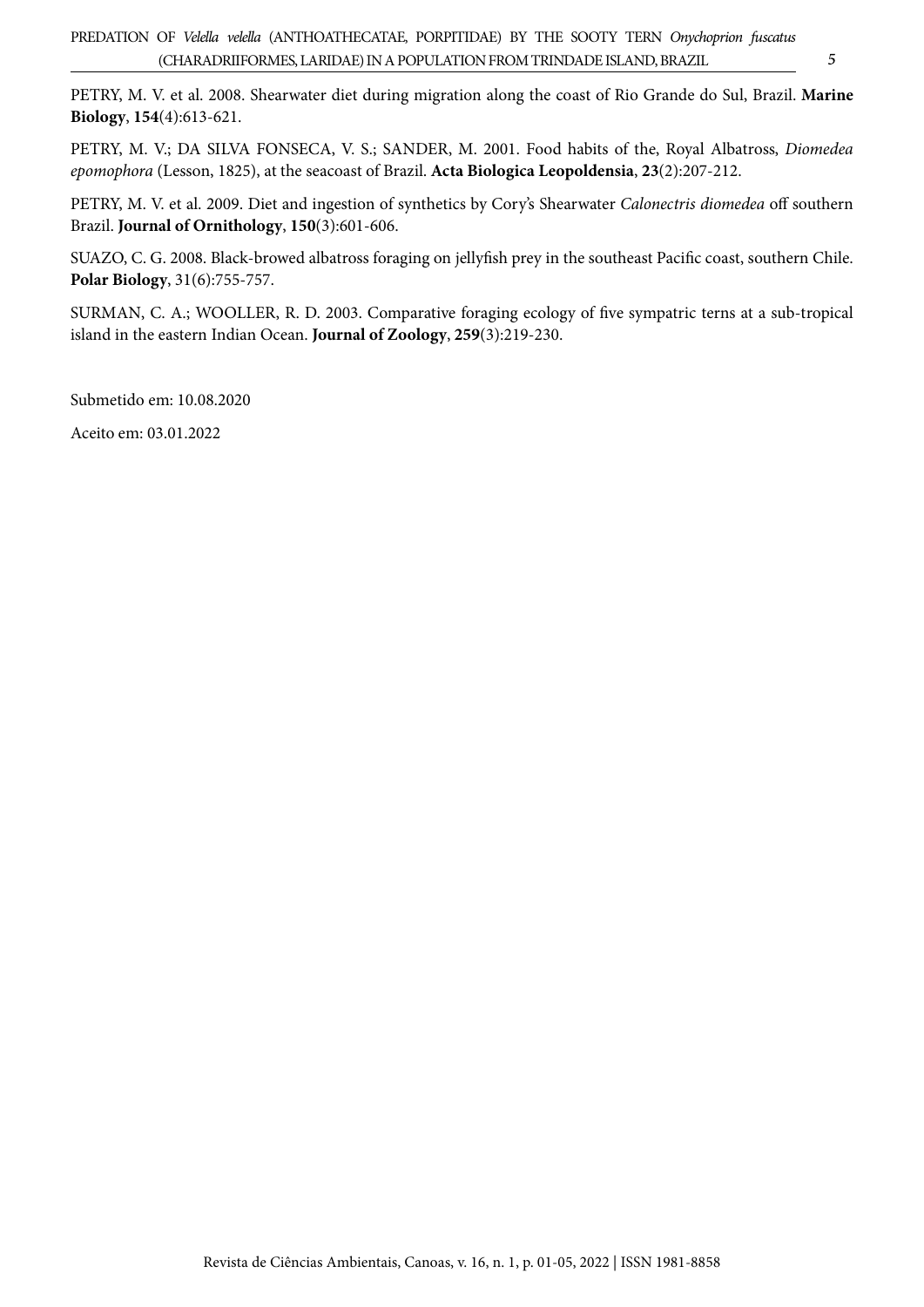PETRY, M. V. et al. 2008. Shearwater diet during migration along the coast of Rio Grande do Sul, Brazil. **Marine Biology**, **154**(4):613-621.

PETRY, M. V.; DA SILVA FONSECA, V. S.; SANDER, M. 2001. Food habits of the, Royal Albatross, *Diomedea epomophora* (Lesson, 1825), at the seacoast of Brazil. **Acta Biologica Leopoldensia**, **23**(2):207-212.

PETRY, M. V. et al. 2009. Diet and ingestion of synthetics by Cory's Shearwater *Calonectris diomedea* off southern Brazil. **Journal of Ornithology**, **150**(3):601-606.

SUAZO, C. G. 2008. Black-browed albatross foraging on jellyfish prey in the southeast Pacific coast, southern Chile. **Polar Biology**, 31(6):755-757.

SURMAN, C. A.; WOOLLER, R. D. 2003. Comparative foraging ecology of five sympatric terns at a sub-tropical island in the eastern Indian Ocean. **Journal of Zoology**, **259**(3):219-230.

Submetido em: 10.08.2020

Aceito em: 03.01.2022